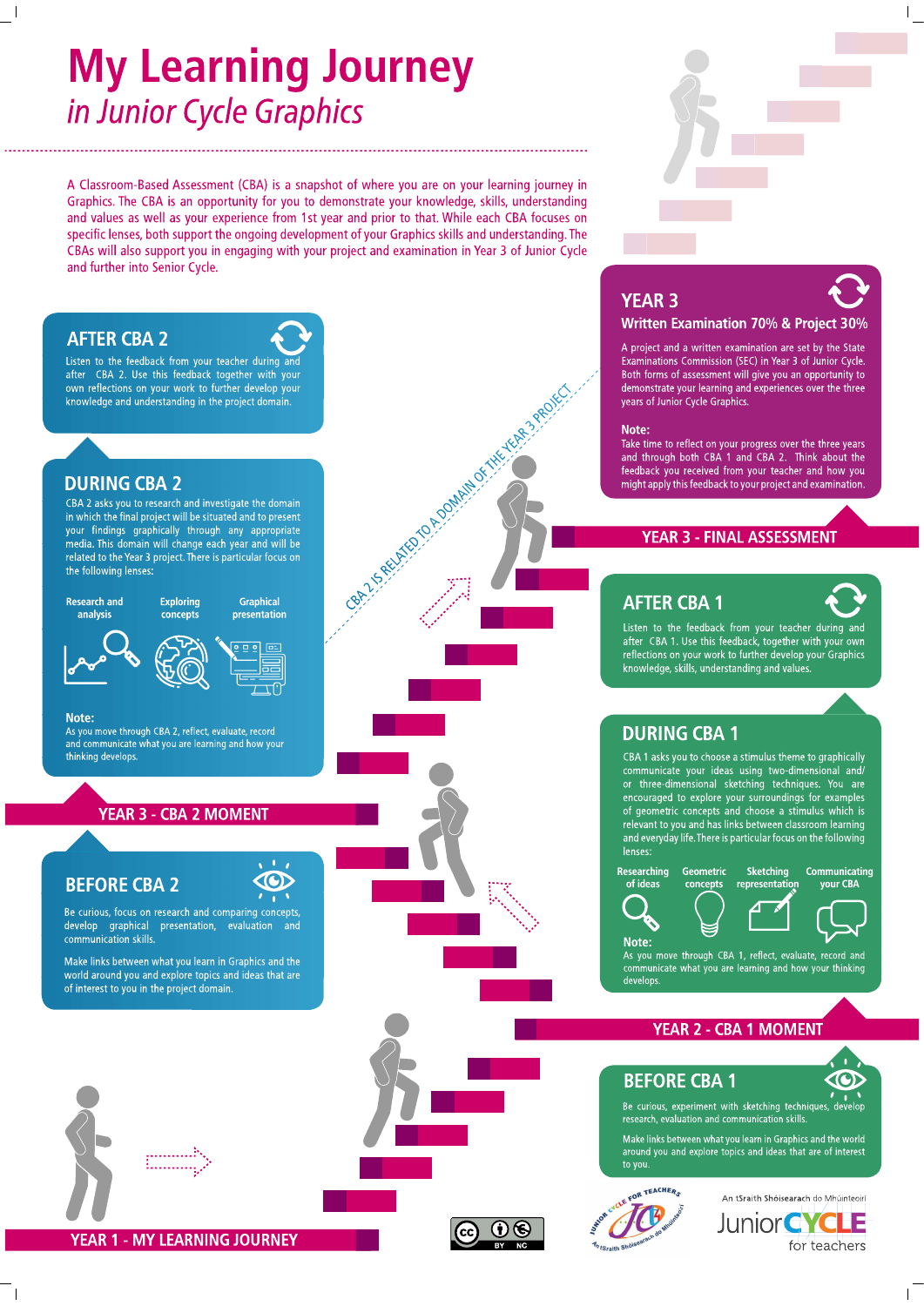# My Learning Journey

## *in Junior Cycle Graphics*

A Classroom-Based Assessment (CBA) is a snapshot of where you are on your learning journey in Graphics. The CBA is an opportunity for you to demonstrate your knowledge, skills, understanding and values as well as your experience from 1st year and prior to that. While each CBA focuses on specific lenses, both support the ongoing development of your Graphics skills and understanding. The CBAs will also support you in engaging with your project and examination in Year 3 of Junior Cycle and further into Senior Cycle.

## YEAR 1 - MY LEARNING JOURNEY

### BEFORE CBA 1

Be curious, experiment with sketching techniques, develop research, evaluation and communication skills.

Make links between what you learn in Graphics and the world around you and explore topics and ideas that are of interest to you.

## YEAR 2 - CBA 1 MOMENT

### DURING CBA 1

CBA 1 asks you to choose a stimulus theme to graphically communicate your ideas using two-dimensional and/or three-dimensional sketching techniques. You are encouraged to explore your surroundings for examples of geometric concepts and choose a stimulus which is relevant to you and has links between classroom learning and everyday life. There is particular focus on the following lenses:

- Researching of ideas
- Geometric concepts
- Sketching representation
- Communicating your CBA

**Note:**
As you move through CBA 1, reflect, evaluate, record and communicate what you are learning and how your thinking develops.

### AFTER CBA 1

Listen to the feedback from your teacher during and after CBA 1. Use this feedback, together with your own reflections on your work to further develop your Graphics knowledge, skills, understanding and values.

### BEFORE CBA 2

Be curious, focus on research and comparing concepts, develop graphical presentation, evaluation and communication skills.

Make links between what you learn in Graphics and the world around you and explore topics and ideas that are of interest to you in the project domain.

## YEAR 3 - CBA 2 MOMENT

### DURING CBA 2

CBA 2 asks you to research and investigate the domain in which the final project will be situated and to present your findings graphically through any appropriate media. This domain will change each year and will be related to the Year 3 project. There is particular focus on the following lenses:

- Research and analysis
- Exploring concepts
- Graphical presentation

**Note:**
As you move through CBA 2, reflect, evaluate, record and communicate what you are learning and how your thinking develops.

CBA 2 IS RELATED TO A DOMAIN OF THE YEAR 3 PROJECT

### AFTER CBA 2

Listen to the feedback from your teacher during and after CBA 2. Use this feedback together with your own reflections on your work to further develop your knowledge and understanding in the project domain.

## YEAR 3 - FINAL ASSESSMENT

### YEAR 3

**Written Examination 70% & Project 30%**

A project and a written examination are set by the State Examinations Commission (SEC) in Year 3 of Junior Cycle. Both forms of assessment will give you an opportunity to demonstrate your learning and experiences over the three years of Junior Cycle Graphics.

**Note:**
Take time to reflect on your progress over the three years and through both CBA 1 and CBA 2. Think about the feedback you received from your teacher and how you might apply this feedback to your project and examination.

An tSraith Shóisearach do Mhúinteoirí
Junior CYCLE for teachers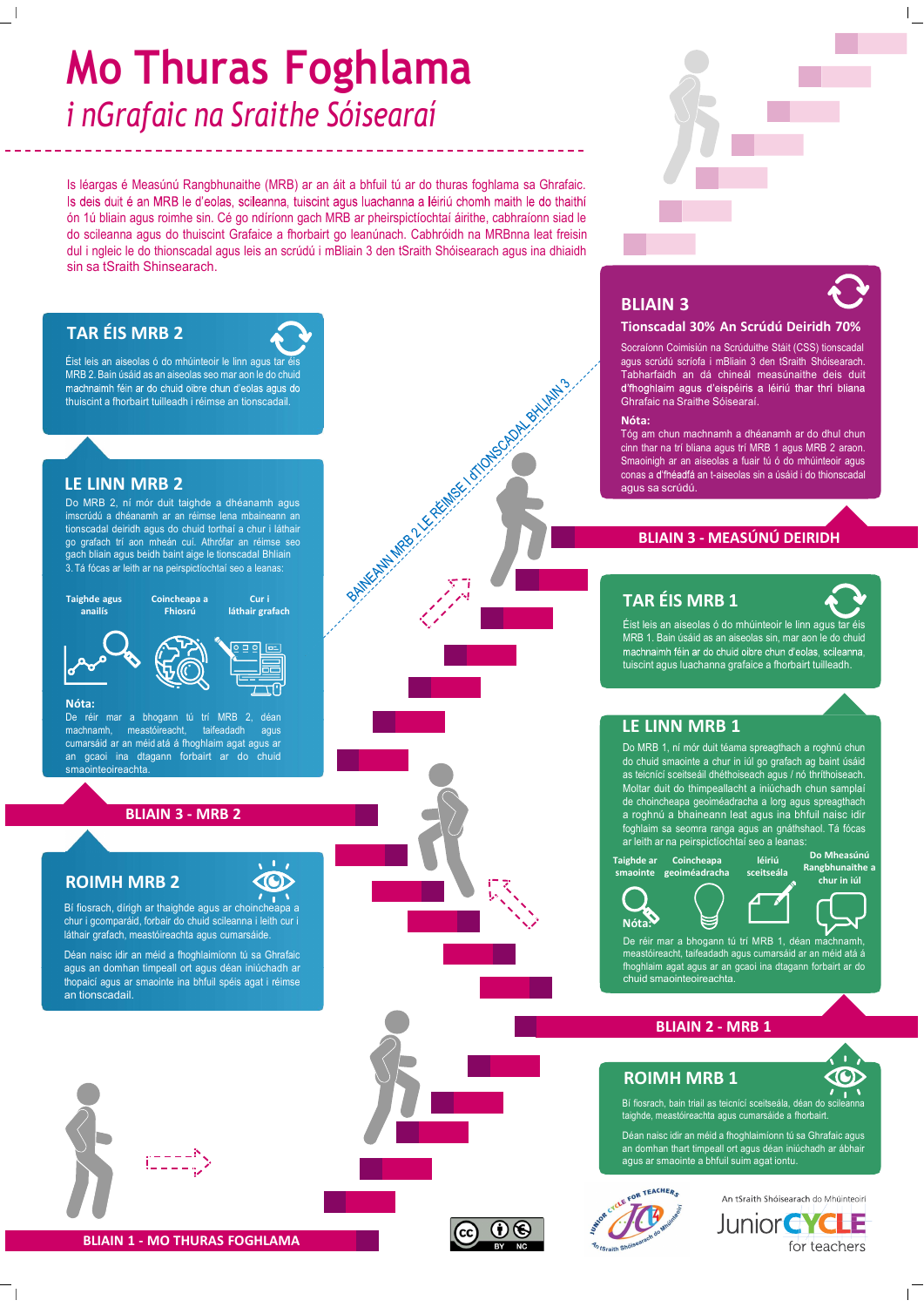# Mo Thuras Foghlama

*i nGrafaic na Sraithe Sóisearaí*

Is léargas é Measúnú Rangbhunaithe (MRB) ar an áit a bhfuil tú ar do thuras foghlama sa Ghrafaic. Is deis duit é an MRB le d'eolas, scileanna, tuiscint agus luachanna a léiriú chomh maith le do thaithí ón 1ú bliain agus roimhe sin. Cé go ndíríonn gach MRB ar pheirspictíochtaí áirithe, cabhraíonn siad le do scileanna agus do thuiscint Grafaice a fhorbairt go leanúnach. Cabhróidh na MRBnna leat freisin dul i ngleic le do thionscadal agus leis an scrúdú i mBliain 3 den tSraith Shóisearach agus ina dhiaidh sin sa tSraith Shinsearach.

## BLIAIN 3

### Tionscadal 30% An Scrúdú Deiridh 70%

Socraíonn Coimisiún na Scrúduithe Stáit (CSS) tionscadal agus scrúdú scríofa i mBliain 3 den tSraith Shóisearach. Tabharfaidh an dá chineál measúnaithe deis duit d'fhoghlaim agus d'eispéiris a léiriú thar thrí bliana Ghrafaic na Sraithe Sóisearaí.

**Nóta:**
Tóg am chun machnamh a dhéanamh ar do dhul chun cinn thar na trí bliana agus trí MRB 1 agus MRB 2 araon. Smaoinigh ar an aiseolas a fuair tú ó do mhúinteoir agus conas a d'fhéadfá an t-aiseolas sin a úsáid i do thionscadal agus sa scrúdú.

**BLIAIN 3 - MEASÚNÚ DEIRIDH**

BAINEANN MRB 2 LE RÉIMSE I dTIONSCADAL BHLIAIN 3

## TAR ÉIS MRB 2

Éist leis an aiseolas ó do mhúinteoir le linn agus tar éis MRB 2. Bain úsáid as an aiseolas seo mar aon le do chuid machnaimh féin ar do chuid oibre chun d'eolas agus do thuiscint a fhorbairt tuilleadh i réimse an tionscadail.

## LE LINN MRB 2

Do MRB 2, ní mór duit taighde a dhéanamh agus imscrúdú a dhéanamh ar an réimse lena mbaineann an tionscadal deiridh agus do chuid torthaí a chur i láthair go grafach trí aon mheán cuí. Athrófar an réimse seo gach bliain agus beidh baint aige le tionscadal Bhliain 3. Tá fócas ar leith ar na peirspictíochtaí seo a leanas:

- Taighde agus anailís
- Coincheapa a Fhiosrú
- Cur i láthair grafach

**Nóta:**
De réir mar a bhogann tú trí MRB 2, déan machnamh, meastóireacht, taifeadadh agus cumarsáid ar an méid atá á fhoghlaim agat agus ar an gcaoi ina dtagann forbairt ar do chuid smaointeoireachta.

**BLIAIN 3 - MRB 2**

## ROIMH MRB 2

Bí fiosrach, dírigh ar thaighde agus ar choincheapa a chur i gcomparáid, forbair do chuid scileanna i leith cur i láthair grafach, meastóireachta agus cumarsáide.

Déan naisc idir an méid a fhoghlaimíonn tú sa Ghrafaic agus an domhan timpeall ort agus déan iniúchadh ar thopaicí agus ar smaointe ina bhfuil spéis agat i réimse an tionscadail.

## TAR ÉIS MRB 1

Éist leis an aiseolas ó do mhúinteoir le linn agus tar éis MRB 1. Bain úsáid as an aiseolas sin, mar aon le do chuid machnaimh féin ar do chuid oibre chun d'eolas, scileanna, tuiscint agus luachanna grafaice a fhorbairt tuilleadh.

## LE LINN MRB 1

Do MRB 1, ní mór duit téama spreagthach a roghnú chun do chuid smaointe a chur in iúl go grafach ag baint úsáid as teicnící sceitseáil dhéthoiseach agus / nó thríthoiseach. Moltar duit do thimpeallacht a iniúchadh chun samplaí de choincheapa geoiméadracha a lorg agus spreagthach a roghnú a bhaineann leat agus ina bhfuil nasc idir foghlaim sa seomra ranga agus an gnáthshaol. Tá fócas ar leith ar na peirspictíochtaí seo a leanas:

- Taighde ar smaointe
- Coincheapa geoiméadracha
- Léiriú sceitseála
- Do Mheasúnú Rangbhunaithe a chur in iúl

**Nóta:**
De réir mar a bhogann tú trí MRB 1, déan machnamh, meastóireacht, taifeadadh agus cumarsáid ar an méid atá á fhoghlaim agat agus ar an gcaoi ina dtagann forbairt ar do chuid smaointeoireachta.

**BLIAIN 2 - MRB 1**

## ROIMH MRB 1

Bí fiosrach, bain triail as teicnící sceitseála, déan do scileanna taighde, meastóireachta agus cumarsáide a fhorbairt.

Déan naisc idir an méid a fhoghlaimíonn tú sa Ghrafaic agus an domhan thart timpeall ort agus déan iniúchadh ar ábhair agus ar smaointe a bhfuil suim agat iontu.

**BLIAIN 1 - MO THURAS FOGHLAMA**

An tSraith Shóisearach do Mhúinteoirí
JuniorCYCLE for teachers